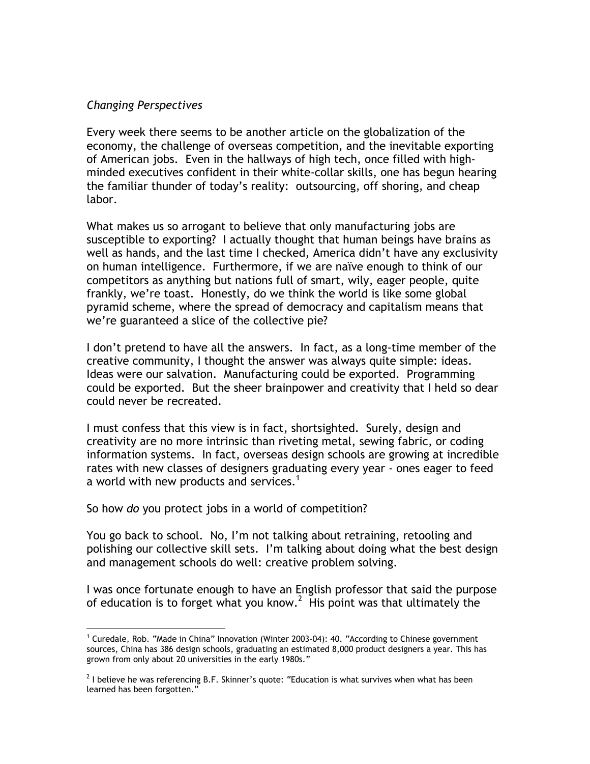*Changing Perspectives*

Every week there seems to be another article on the globalization of the economy, the challenge of overseas competition, and the inevitable exporting of American jobs. Even in the hallways of high tech, once filled with high-minded executives confident in their white-collar skills, one has begun hearing the familiar thunder of today's reality: outsourcing, off shoring, and cheap labor.

What makes us so arrogant to believe that only manufacturing jobs are susceptible to exporting? I actually thought that human beings have brains as well as hands, and the last time I checked, America didn't have any exclusivity on human intelligence. Furthermore, if we are naïve enough to think of our competitors as anything but nations full of smart, wily, eager people, quite frankly, we're toast. Honestly, do we think the world is like some global pyramid scheme, where the spread of democracy and capitalism means that we're guaranteed a slice of the collective pie?

I don't pretend to have all the answers. In fact, as a long-time member of the creative community, I thought the answer was always quite simple: ideas. Ideas were our salvation. Manufacturing could be exported. Programming could be exported. But the sheer brainpower and creativity that I held so dear could never be recreated.

I must confess that this view is in fact, shortsighted. Surely, design and creativity are no more intrinsic than riveting metal, sewing fabric, or coding information systems. In fact, overseas design schools are growing at incredible rates with new classes of designers graduating every year - ones eager to feed a world with new products and services.[1]

So how *do* you protect jobs in a world of competition?

You go back to school. No, I'm not talking about retraining, retooling and polishing our collective skill sets. I'm talking about doing what the best design and management schools do well: creative problem solving.

I was once fortunate enough to have an English professor that said the purpose of education is to forget what you know.[2] His point was that ultimately the

---

[1] Curedale, Rob. "Made in China" Innovation (Winter 2003-04): 40. "According to Chinese government sources, China has 386 design schools, graduating an estimated 8,000 product designers a year. This has grown from only about 20 universities in the early 1980s."

[2] I believe he was referencing B.F. Skinner's quote: "Education is what survives when what has been learned has been forgotten."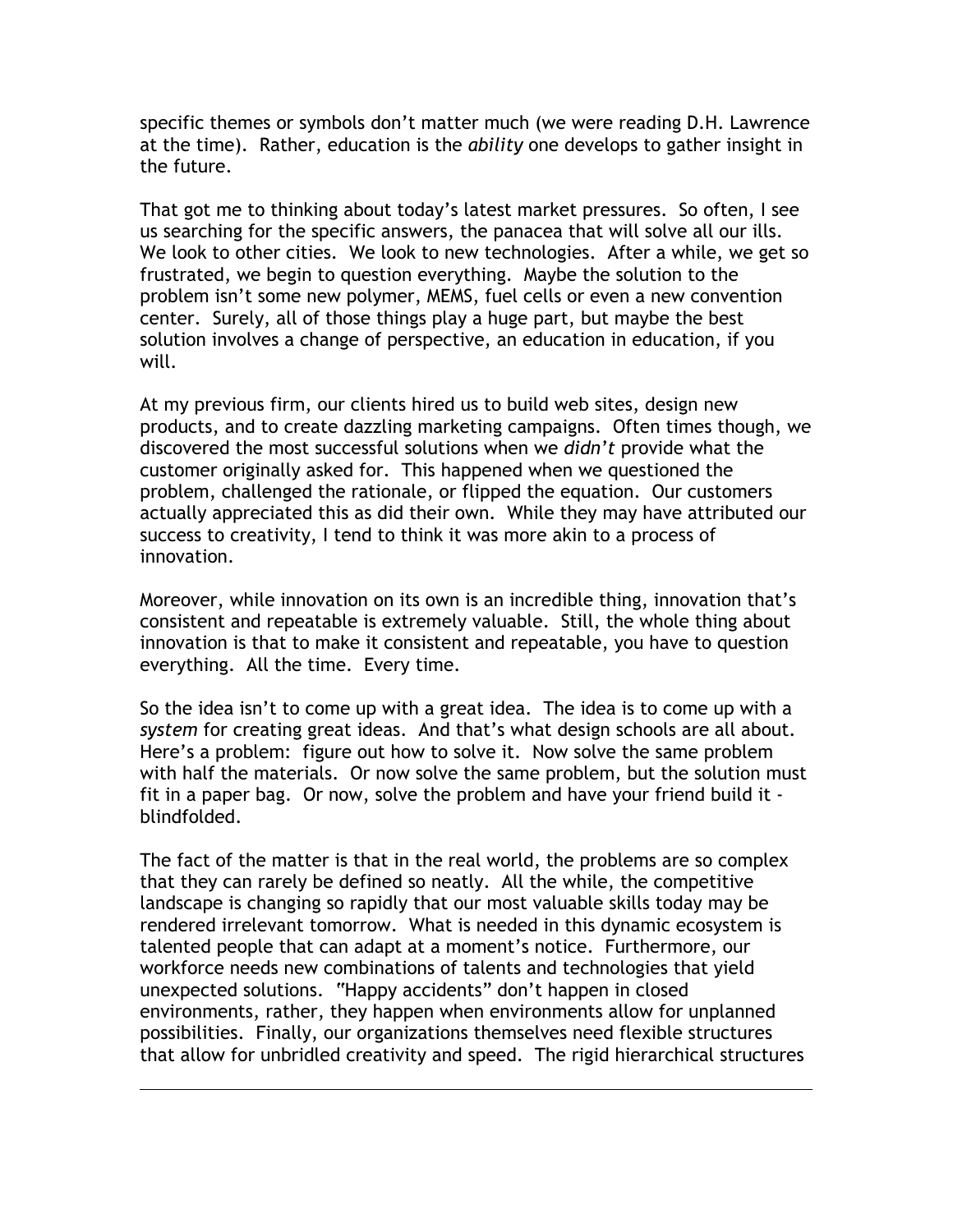specific themes or symbols don't matter much (we were reading D.H. Lawrence at the time). Rather, education is the *ability* one develops to gather insight in the future.

That got me to thinking about today's latest market pressures. So often, I see us searching for the specific answers, the panacea that will solve all our ills. We look to other cities. We look to new technologies. After a while, we get so frustrated, we begin to question everything. Maybe the solution to the problem isn't some new polymer, MEMS, fuel cells or even a new convention center. Surely, all of those things play a huge part, but maybe the best solution involves a change of perspective, an education in education, if you will.

At my previous firm, our clients hired us to build web sites, design new products, and to create dazzling marketing campaigns. Often times though, we discovered the most successful solutions when we *didn't* provide what the customer originally asked for. This happened when we questioned the problem, challenged the rationale, or flipped the equation. Our customers actually appreciated this as did their own. While they may have attributed our success to creativity, I tend to think it was more akin to a process of innovation.

Moreover, while innovation on its own is an incredible thing, innovation that's consistent and repeatable is extremely valuable. Still, the whole thing about innovation is that to make it consistent and repeatable, you have to question everything. All the time. Every time.

So the idea isn't to come up with a great idea. The idea is to come up with a *system* for creating great ideas. And that's what design schools are all about. Here's a problem: figure out how to solve it. Now solve the same problem with half the materials. Or now solve the same problem, but the solution must fit in a paper bag. Or now, solve the problem and have your friend build it - blindfolded.

The fact of the matter is that in the real world, the problems are so complex that they can rarely be defined so neatly. All the while, the competitive landscape is changing so rapidly that our most valuable skills today may be rendered irrelevant tomorrow. What is needed in this dynamic ecosystem is talented people that can adapt at a moment's notice. Furthermore, our workforce needs new combinations of talents and technologies that yield unexpected solutions. "Happy accidents" don't happen in closed environments, rather, they happen when environments allow for unplanned possibilities. Finally, our organizations themselves need flexible structures that allow for unbridled creativity and speed. The rigid hierarchical structures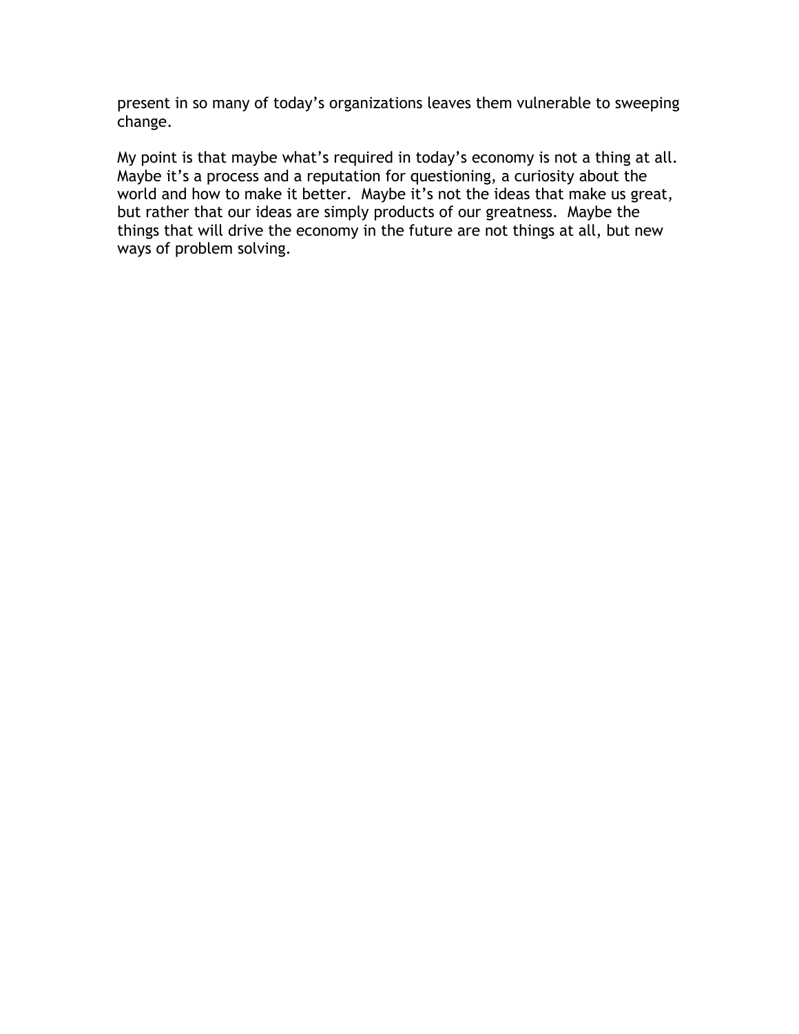present in so many of today's organizations leaves them vulnerable to sweeping change.

My point is that maybe what's required in today's economy is not a thing at all. Maybe it's a process and a reputation for questioning, a curiosity about the world and how to make it better. Maybe it's not the ideas that make us great, but rather that our ideas are simply products of our greatness. Maybe the things that will drive the economy in the future are not things at all, but new ways of problem solving.